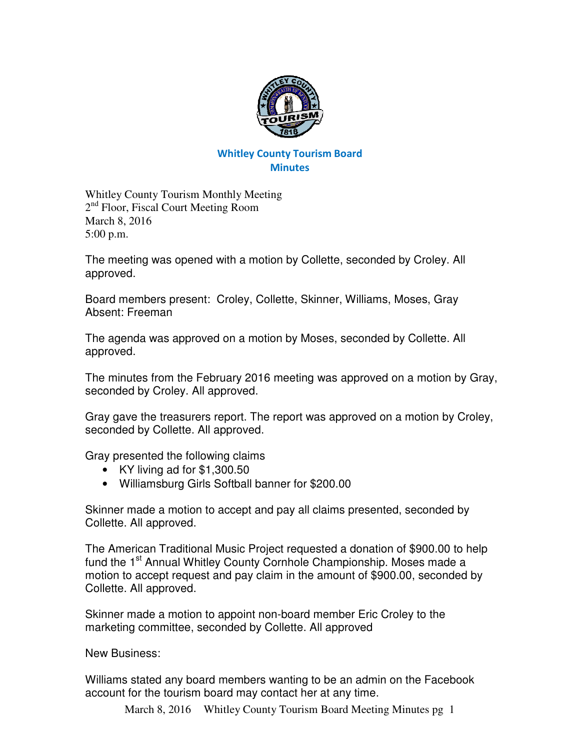# Whitley County Tourism Board
## Minutes

Whitley County Tourism Monthly Meeting
2nd Floor, Fiscal Court Meeting Room
March 8, 2016
5:00 p.m.

The meeting was opened with a motion by Collette, seconded by Croley. All approved.

Board members present: Croley, Collette, Skinner, Williams, Moses, Gray
Absent: Freeman

The agenda was approved on a motion by Moses, seconded by Collette. All approved.

The minutes from the February 2016 meeting was approved on a motion by Gray, seconded by Croley. All approved.

Gray gave the treasurers report. The report was approved on a motion by Croley, seconded by Collette. All approved.

Gray presented the following claims

- KY living ad for $1,300.50
- Williamsburg Girls Softball banner for $200.00

Skinner made a motion to accept and pay all claims presented, seconded by Collette. All approved.

The American Traditional Music Project requested a donation of $900.00 to help fund the 1st Annual Whitley County Cornhole Championship. Moses made a motion to accept request and pay claim in the amount of $900.00, seconded by Collette. All approved.

Skinner made a motion to appoint non-board member Eric Croley to the marketing committee, seconded by Collette. All approved

New Business:

Williams stated any board members wanting to be an admin on the Facebook account for the tourism board may contact her at any time.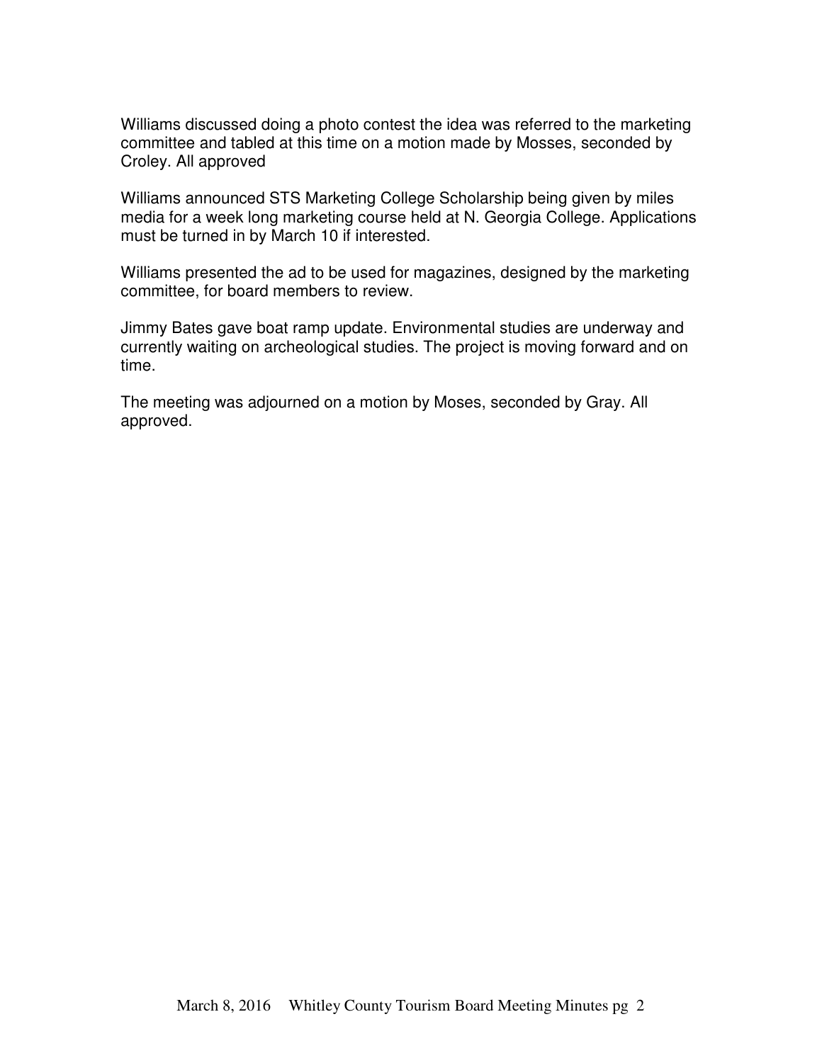Williams discussed doing a photo contest the idea was referred to the marketing committee and tabled at this time on a motion made by Mosses, seconded by Croley. All approved

Williams announced STS Marketing College Scholarship being given by miles media for a week long marketing course held at N. Georgia College. Applications must be turned in by March 10 if interested.

Williams presented the ad to be used for magazines, designed by the marketing committee, for board members to review.

Jimmy Bates gave boat ramp update. Environmental studies are underway and currently waiting on archeological studies. The project is moving forward and on time.

The meeting was adjourned on a motion by Moses, seconded by Gray. All approved.